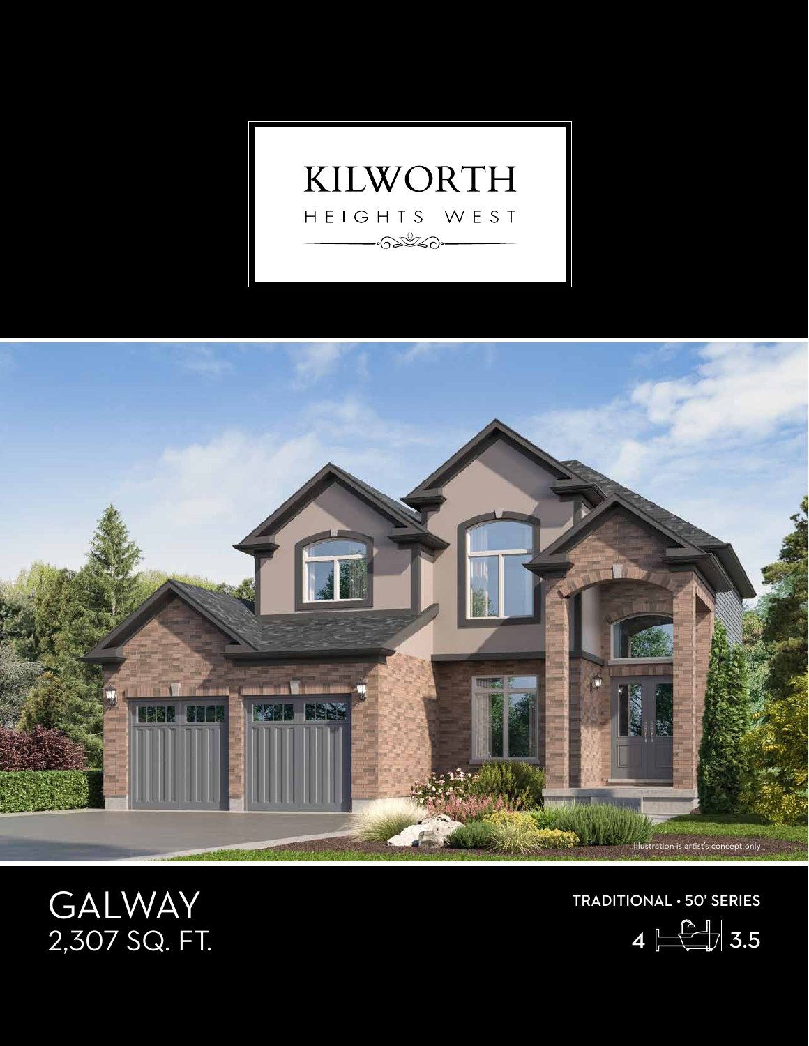# KILWORTH

HEIGHTS WEST

Illustration is artist's concept only

## GALWAY
2,307 SQ. FT.

TRADITIONAL • 50' SERIES

4 | 3.5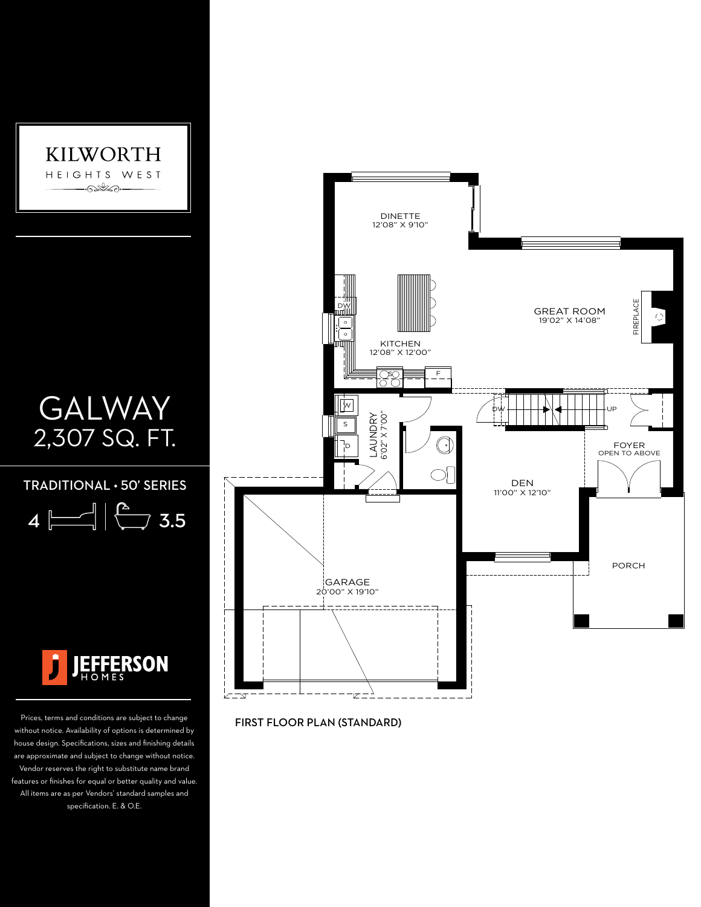# KILWORTH

HEIGHTS WEST

# GALWAY

2,307 SQ. FT.

TRADITIONAL • 50' SERIES

4 | 3.5

JEFFERSON HOMES

Prices, terms and conditions are subject to change without notice. Availability of options is determined by house design. Specifications, sizes and finishing details are approximate and subject to change without notice. Vendor reserves the right to substitute name brand features or finishes for equal or better quality and value. All items are as per Vendors' standard samples and specification. E. & O.E.

DINETTE
12'08" X 9'10"

GREAT ROOM
19'02" X 14'08"

FIREPLACE

KITCHEN
12'08" X 12'00"

DW

S

F

W

S

D

LAUNDRY
6'02" X 7'00"

DW

UP

FOYER
OPEN TO ABOVE

DEN
11'00" X 12'10"

PORCH

GARAGE
20'00" X 19'10"

FIRST FLOOR PLAN (STANDARD)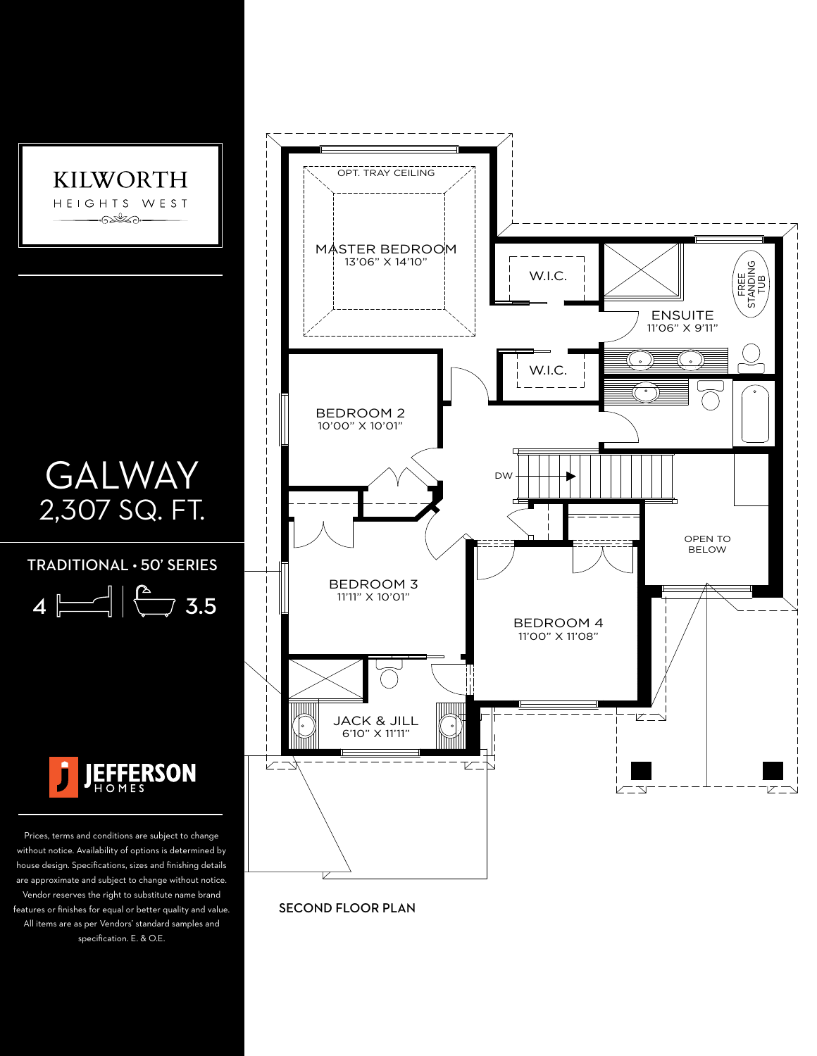# KILWORTH

HEIGHTS WEST

# GALWAY

2,307 SQ. FT.

TRADITIONAL • 50' SERIES

4 (bedrooms) | 3.5 (bathrooms)

JEFFERSON HOMES

Prices, terms and conditions are subject to change without notice. Availability of options is determined by house design. Specifications, sizes and finishing details are approximate and subject to change without notice. Vendor reserves the right to substitute name brand features or finishes for equal or better quality and value. All items are as per Vendors' standard samples and specification. E. & O.E.

OPT. TRAY CEILING

MASTER BEDROOM
13'06" X 14'10"

W.I.C.

W.I.C.

ENSUITE
11'06" X 9'11"

FREE STANDING TUB

BEDROOM 2
10'00" X 10'01"

DW

OPEN TO BELOW

BEDROOM 3
11'11" X 10'01"

BEDROOM 4
11'00" X 11'08"

JACK & JILL
6'10" X 11'11"

SECOND FLOOR PLAN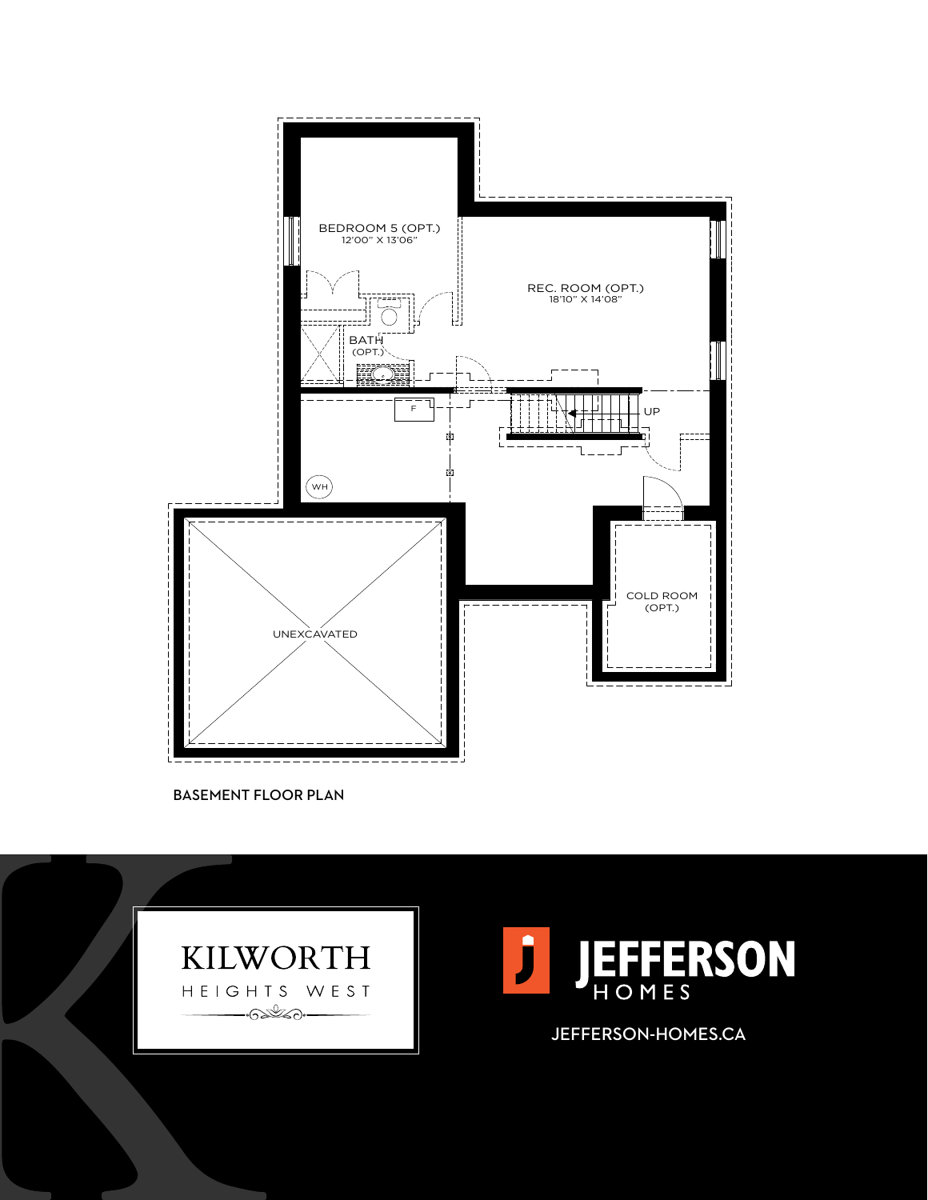BEDROOM 5 (OPT.)
12'00" X 13'06"

REC. ROOM (OPT.)
18'10" X 14'08"

BATH
(OPT.)

F

UP

WH

UNEXCAVATED

COLD ROOM
(OPT.)

BASEMENT FLOOR PLAN

KILWORTH
HEIGHTS WEST

JEFFERSON
HOMES

JEFFERSON-HOMES.CA